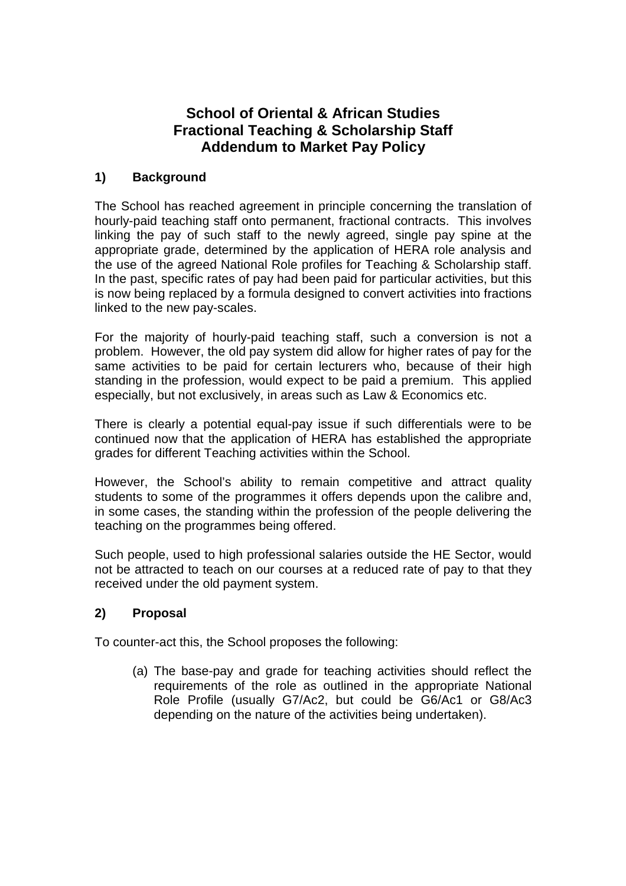# School of Oriental & African Studies
# Fractional Teaching & Scholarship Staff
# Addendum to Market Pay Policy

## 1) Background

The School has reached agreement in principle concerning the translation of hourly-paid teaching staff onto permanent, fractional contracts. This involves linking the pay of such staff to the newly agreed, single pay spine at the appropriate grade, determined by the application of HERA role analysis and the use of the agreed National Role profiles for Teaching & Scholarship staff. In the past, specific rates of pay had been paid for particular activities, but this is now being replaced by a formula designed to convert activities into fractions linked to the new pay-scales.

For the majority of hourly-paid teaching staff, such a conversion is not a problem. However, the old pay system did allow for higher rates of pay for the same activities to be paid for certain lecturers who, because of their high standing in the profession, would expect to be paid a premium. This applied especially, but not exclusively, in areas such as Law & Economics etc.

There is clearly a potential equal-pay issue if such differentials were to be continued now that the application of HERA has established the appropriate grades for different Teaching activities within the School.

However, the School's ability to remain competitive and attract quality students to some of the programmes it offers depends upon the calibre and, in some cases, the standing within the profession of the people delivering the teaching on the programmes being offered.

Such people, used to high professional salaries outside the HE Sector, would not be attracted to teach on our courses at a reduced rate of pay to that they received under the old payment system.

## 2) Proposal

To counter-act this, the School proposes the following:

(a) The base-pay and grade for teaching activities should reflect the requirements of the role as outlined in the appropriate National Role Profile (usually G7/Ac2, but could be G6/Ac1 or G8/Ac3 depending on the nature of the activities being undertaken).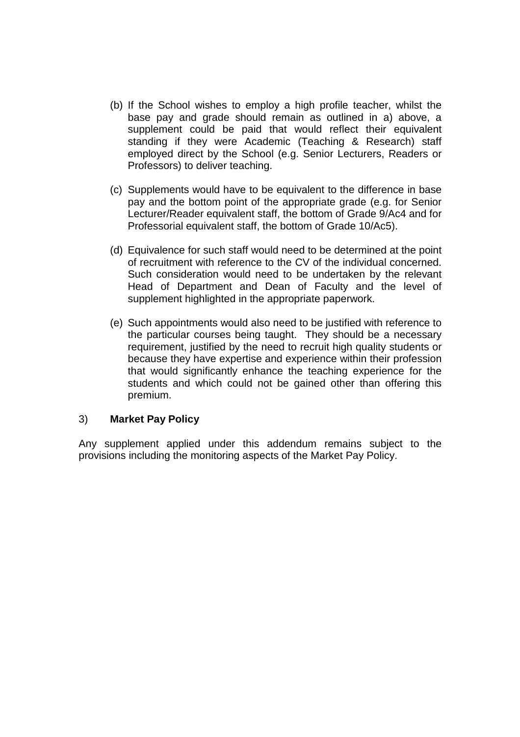(b) If the School wishes to employ a high profile teacher, whilst the base pay and grade should remain as outlined in a) above, a supplement could be paid that would reflect their equivalent standing if they were Academic (Teaching & Research) staff employed direct by the School (e.g. Senior Lecturers, Readers or Professors) to deliver teaching.

(c) Supplements would have to be equivalent to the difference in base pay and the bottom point of the appropriate grade (e.g. for Senior Lecturer/Reader equivalent staff, the bottom of Grade 9/Ac4 and for Professorial equivalent staff, the bottom of Grade 10/Ac5).

(d) Equivalence for such staff would need to be determined at the point of recruitment with reference to the CV of the individual concerned. Such consideration would need to be undertaken by the relevant Head of Department and Dean of Faculty and the level of supplement highlighted in the appropriate paperwork.

(e) Such appointments would also need to be justified with reference to the particular courses being taught. They should be a necessary requirement, justified by the need to recruit high quality students or because they have expertise and experience within their profession that would significantly enhance the teaching experience for the students and which could not be gained other than offering this premium.

## 3) **Market Pay Policy**

Any supplement applied under this addendum remains subject to the provisions including the monitoring aspects of the Market Pay Policy.